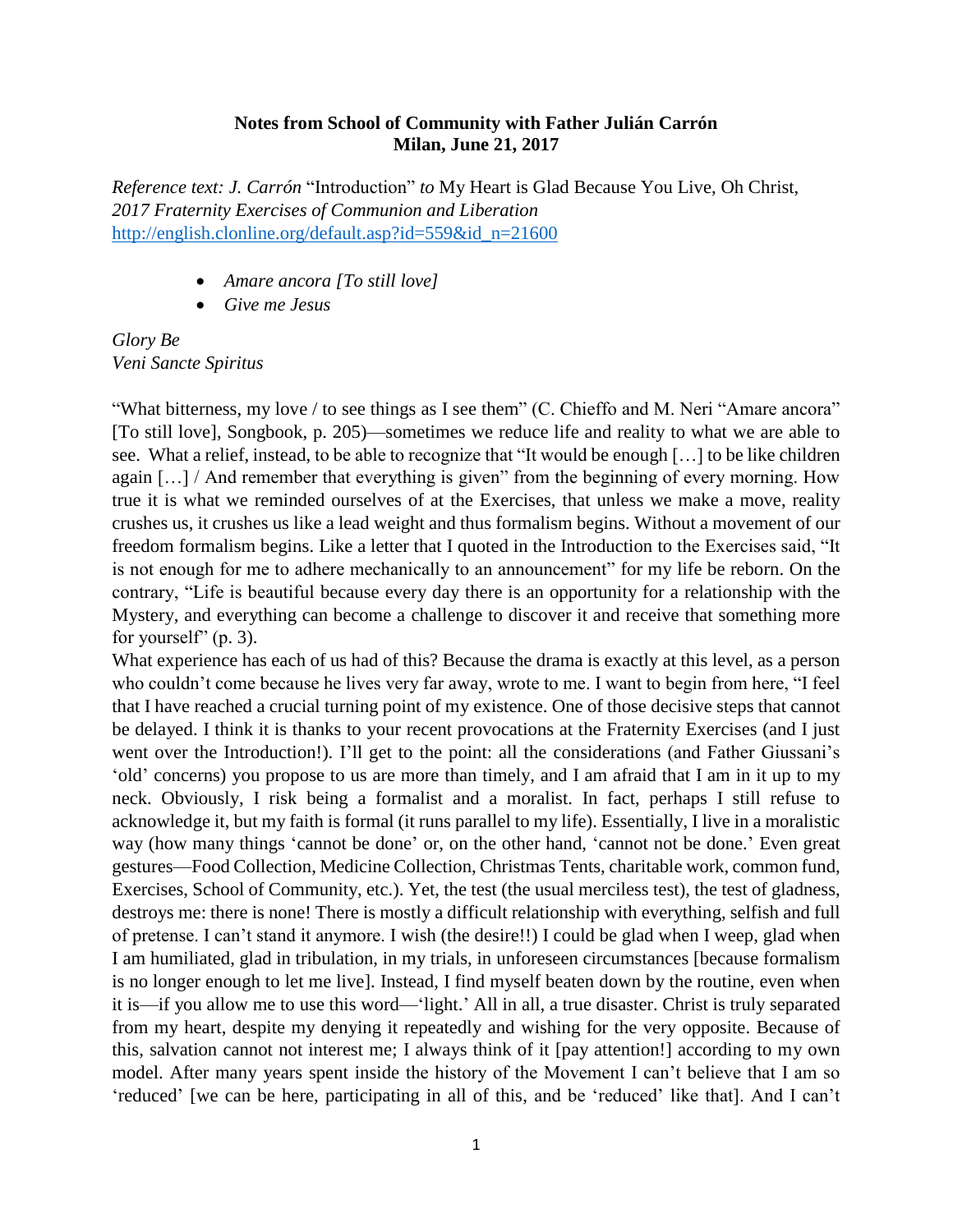**Notes from School of Community with Father Julián Carrón**
**Milan, June 21, 2017**

*Reference text: J. Carrón* "Introduction" *to* My Heart is Glad Because You Live, Oh Christ, *2017 Fraternity Exercises of Communion and Liberation*
http://english.clonline.org/default.asp?id=559&id_n=21600

- *Amare ancora [To still love]*
- *Give me Jesus*

*Glory Be*
*Veni Sancte Spiritus*

"What bitterness, my love / to see things as I see them" (C. Chieffo and M. Neri "Amare ancora" [To still love], Songbook, p. 205)—sometimes we reduce life and reality to what we are able to see. What a relief, instead, to be able to recognize that "It would be enough […] to be like children again […] / And remember that everything is given" from the beginning of every morning. How true it is what we reminded ourselves of at the Exercises, that unless we make a move, reality crushes us, it crushes us like a lead weight and thus formalism begins. Without a movement of our freedom formalism begins. Like a letter that I quoted in the Introduction to the Exercises said, "It is not enough for me to adhere mechanically to an announcement" for my life be reborn. On the contrary, "Life is beautiful because every day there is an opportunity for a relationship with the Mystery, and everything can become a challenge to discover it and receive that something more for yourself" (p. 3).

What experience has each of us had of this? Because the drama is exactly at this level, as a person who couldn't come because he lives very far away, wrote to me. I want to begin from here, "I feel that I have reached a crucial turning point of my existence. One of those decisive steps that cannot be delayed. I think it is thanks to your recent provocations at the Fraternity Exercises (and I just went over the Introduction!). I'll get to the point: all the considerations (and Father Giussani's 'old' concerns) you propose to us are more than timely, and I am afraid that I am in it up to my neck. Obviously, I risk being a formalist and a moralist. In fact, perhaps I still refuse to acknowledge it, but my faith is formal (it runs parallel to my life). Essentially, I live in a moralistic way (how many things 'cannot be done' or, on the other hand, 'cannot not be done.' Even great gestures—Food Collection, Medicine Collection, Christmas Tents, charitable work, common fund, Exercises, School of Community, etc.). Yet, the test (the usual merciless test), the test of gladness, destroys me: there is none! There is mostly a difficult relationship with everything, selfish and full of pretense. I can't stand it anymore. I wish (the desire!!) I could be glad when I weep, glad when I am humiliated, glad in tribulation, in my trials, in unforeseen circumstances [because formalism is no longer enough to let me live]. Instead, I find myself beaten down by the routine, even when it is—if you allow me to use this word—'light.' All in all, a true disaster. Christ is truly separated from my heart, despite my denying it repeatedly and wishing for the very opposite. Because of this, salvation cannot not interest me; I always think of it [pay attention!] according to my own model. After many years spent inside the history of the Movement I can't believe that I am so 'reduced' [we can be here, participating in all of this, and be 'reduced' like that]. And I can't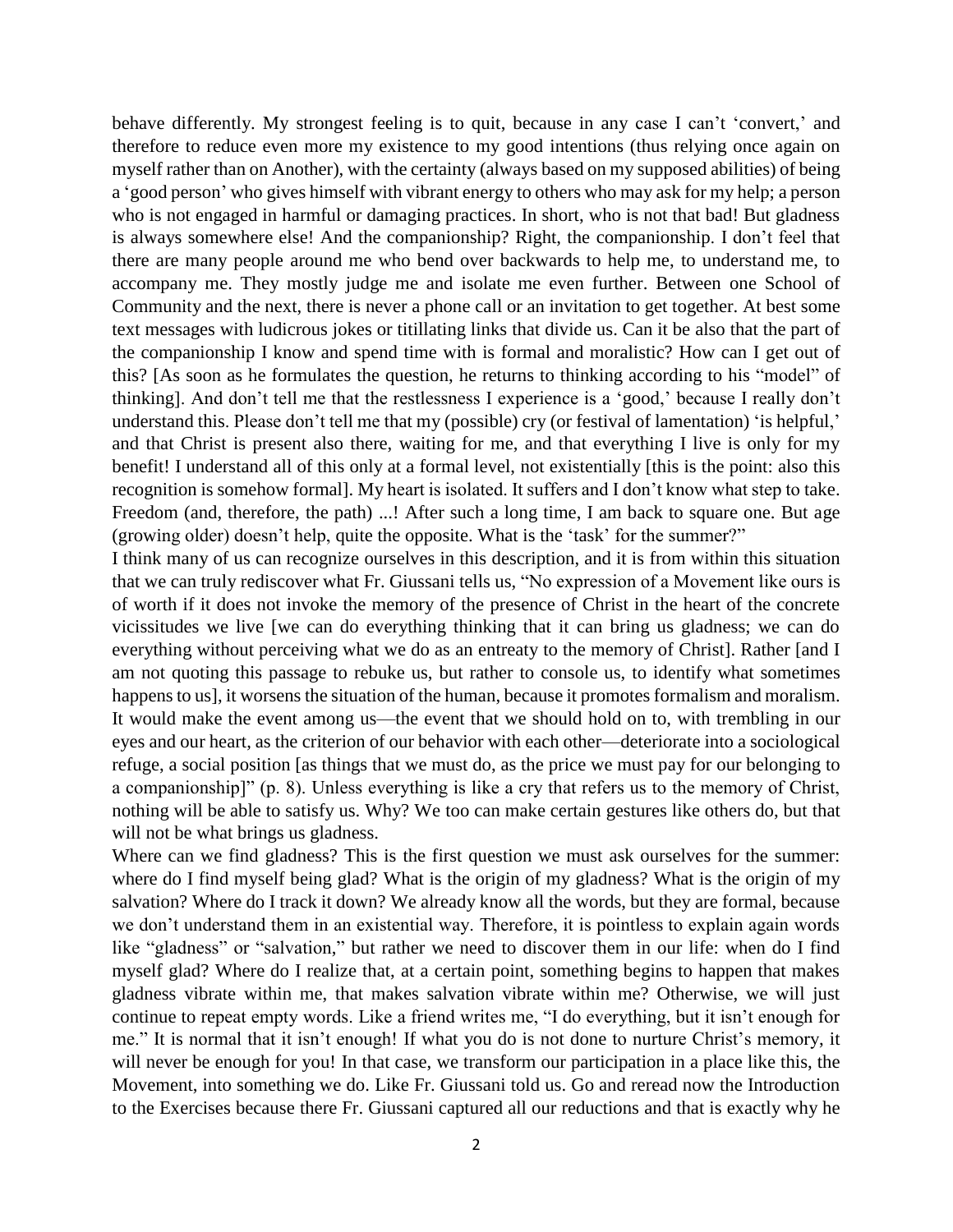behave differently. My strongest feeling is to quit, because in any case I can't 'convert,' and therefore to reduce even more my existence to my good intentions (thus relying once again on myself rather than on Another), with the certainty (always based on my supposed abilities) of being a 'good person' who gives himself with vibrant energy to others who may ask for my help; a person who is not engaged in harmful or damaging practices. In short, who is not that bad! But gladness is always somewhere else! And the companionship? Right, the companionship. I don't feel that there are many people around me who bend over backwards to help me, to understand me, to accompany me. They mostly judge me and isolate me even further. Between one School of Community and the next, there is never a phone call or an invitation to get together. At best some text messages with ludicrous jokes or titillating links that divide us. Can it be also that the part of the companionship I know and spend time with is formal and moralistic? How can I get out of this? [As soon as he formulates the question, he returns to thinking according to his "model" of thinking]. And don't tell me that the restlessness I experience is a 'good,' because I really don't understand this. Please don't tell me that my (possible) cry (or festival of lamentation) 'is helpful,' and that Christ is present also there, waiting for me, and that everything I live is only for my benefit! I understand all of this only at a formal level, not existentially [this is the point: also this recognition is somehow formal]. My heart is isolated. It suffers and I don't know what step to take. Freedom (and, therefore, the path) ...! After such a long time, I am back to square one. But age (growing older) doesn't help, quite the opposite. What is the 'task' for the summer?"

I think many of us can recognize ourselves in this description, and it is from within this situation that we can truly rediscover what Fr. Giussani tells us, "No expression of a Movement like ours is of worth if it does not invoke the memory of the presence of Christ in the heart of the concrete vicissitudes we live [we can do everything thinking that it can bring us gladness; we can do everything without perceiving what we do as an entreaty to the memory of Christ]. Rather [and I am not quoting this passage to rebuke us, but rather to console us, to identify what sometimes happens to us], it worsens the situation of the human, because it promotes formalism and moralism. It would make the event among us—the event that we should hold on to, with trembling in our eyes and our heart, as the criterion of our behavior with each other—deteriorate into a sociological refuge, a social position [as things that we must do, as the price we must pay for our belonging to a companionship]" (p. 8). Unless everything is like a cry that refers us to the memory of Christ, nothing will be able to satisfy us. Why? We too can make certain gestures like others do, but that will not be what brings us gladness.

Where can we find gladness? This is the first question we must ask ourselves for the summer: where do I find myself being glad? What is the origin of my gladness? What is the origin of my salvation? Where do I track it down? We already know all the words, but they are formal, because we don't understand them in an existential way. Therefore, it is pointless to explain again words like "gladness" or "salvation," but rather we need to discover them in our life: when do I find myself glad? Where do I realize that, at a certain point, something begins to happen that makes gladness vibrate within me, that makes salvation vibrate within me? Otherwise, we will just continue to repeat empty words. Like a friend writes me, "I do everything, but it isn't enough for me." It is normal that it isn't enough! If what you do is not done to nurture Christ's memory, it will never be enough for you! In that case, we transform our participation in a place like this, the Movement, into something we do. Like Fr. Giussani told us. Go and reread now the Introduction to the Exercises because there Fr. Giussani captured all our reductions and that is exactly why he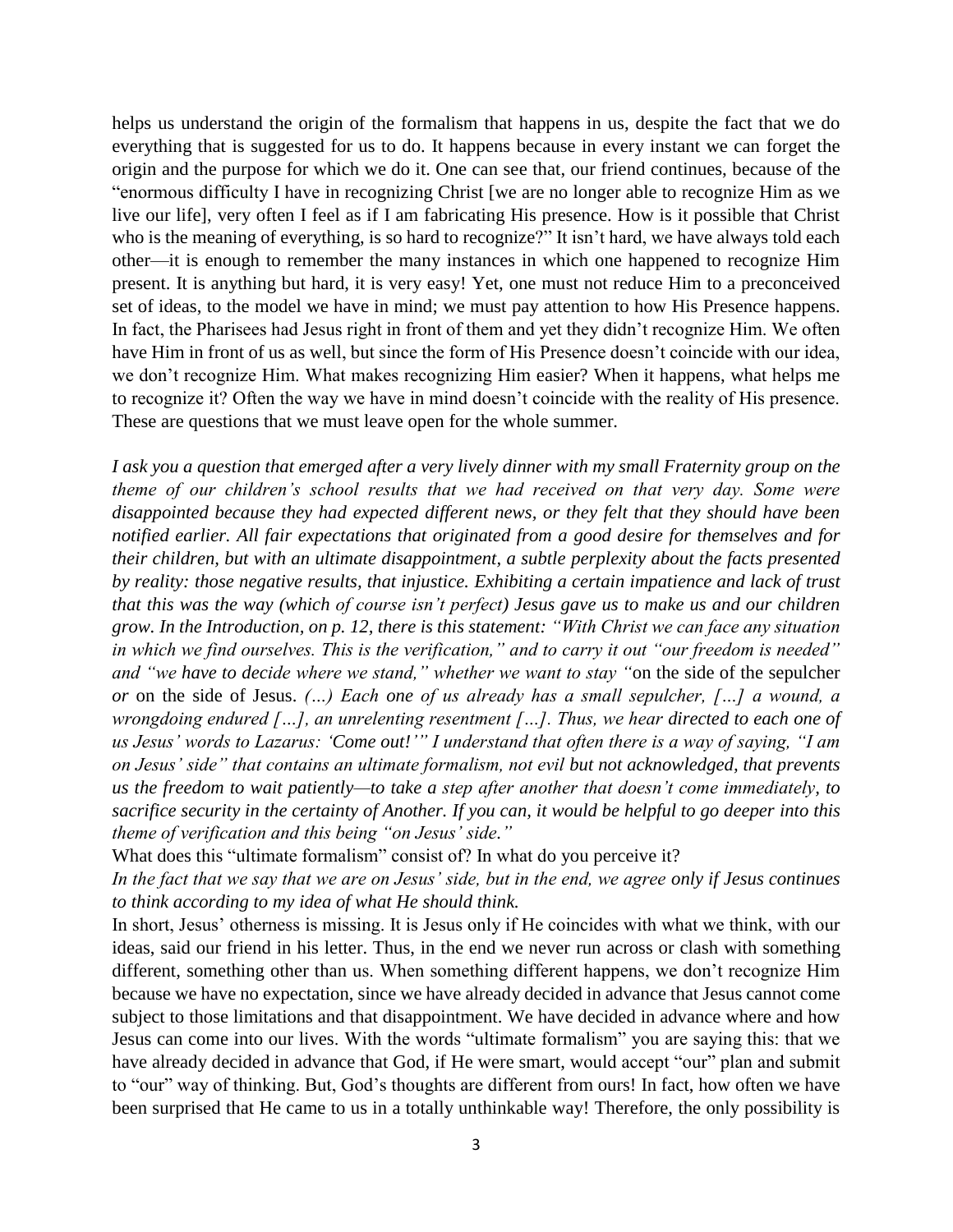helps us understand the origin of the formalism that happens in us, despite the fact that we do everything that is suggested for us to do. It happens because in every instant we can forget the origin and the purpose for which we do it. One can see that, our friend continues, because of the "enormous difficulty I have in recognizing Christ [we are no longer able to recognize Him as we live our life], very often I feel as if I am fabricating His presence. How is it possible that Christ who is the meaning of everything, is so hard to recognize?" It isn't hard, we have always told each other—it is enough to remember the many instances in which one happened to recognize Him present. It is anything but hard, it is very easy! Yet, one must not reduce Him to a preconceived set of ideas, to the model we have in mind; we must pay attention to how His Presence happens. In fact, the Pharisees had Jesus right in front of them and yet they didn't recognize Him. We often have Him in front of us as well, but since the form of His Presence doesn't coincide with our idea, we don't recognize Him. What makes recognizing Him easier? When it happens, what helps me to recognize it? Often the way we have in mind doesn't coincide with the reality of His presence. These are questions that we must leave open for the whole summer.

*I ask you a question that emerged after a very lively dinner with my small Fraternity group on the theme of our children's school results that we had received on that very day. Some were disappointed because they had expected different news, or they felt that they should have been notified earlier. All fair expectations that originated from a good desire for themselves and for their children, but with an ultimate disappointment, a subtle perplexity about the facts presented by reality: those negative results, that injustice. Exhibiting a certain impatience and lack of trust that this was the way (which of course isn't perfect) Jesus gave us to make us and our children grow. In the Introduction, on p. 12, there is this statement: "With Christ we can face any situation in which we find ourselves. This is the verification," and to carry it out "our freedom is needed" and "we have to decide where we stand," whether we want to stay "*on the side of the sepulcher *or* on the side of Jesus. *(…) Each one of us already has a small sepulcher, […] a wound, a wrongdoing endured […], an unrelenting resentment […]. Thus, we hear directed to each one of us Jesus' words to Lazarus: 'Come out!'" I understand that often there is a way of saying, "I am on Jesus' side" that contains an ultimate formalism, not evil but not acknowledged, that prevents us the freedom to wait patiently—to take a step after another that doesn't come immediately, to sacrifice security in the certainty of Another. If you can, it would be helpful to go deeper into this theme of verification and this being "on Jesus' side."*

What does this "ultimate formalism" consist of? In what do you perceive it?

*In the fact that we say that we are on Jesus' side, but in the end, we agree only if Jesus continues to think according to my idea of what He should think.*

In short, Jesus' otherness is missing. It is Jesus only if He coincides with what we think, with our ideas, said our friend in his letter. Thus, in the end we never run across or clash with something different, something other than us. When something different happens, we don't recognize Him because we have no expectation, since we have already decided in advance that Jesus cannot come subject to those limitations and that disappointment. We have decided in advance where and how Jesus can come into our lives. With the words "ultimate formalism" you are saying this: that we have already decided in advance that God, if He were smart, would accept "our" plan and submit to "our" way of thinking. But, God's thoughts are different from ours! In fact, how often we have been surprised that He came to us in a totally unthinkable way! Therefore, the only possibility is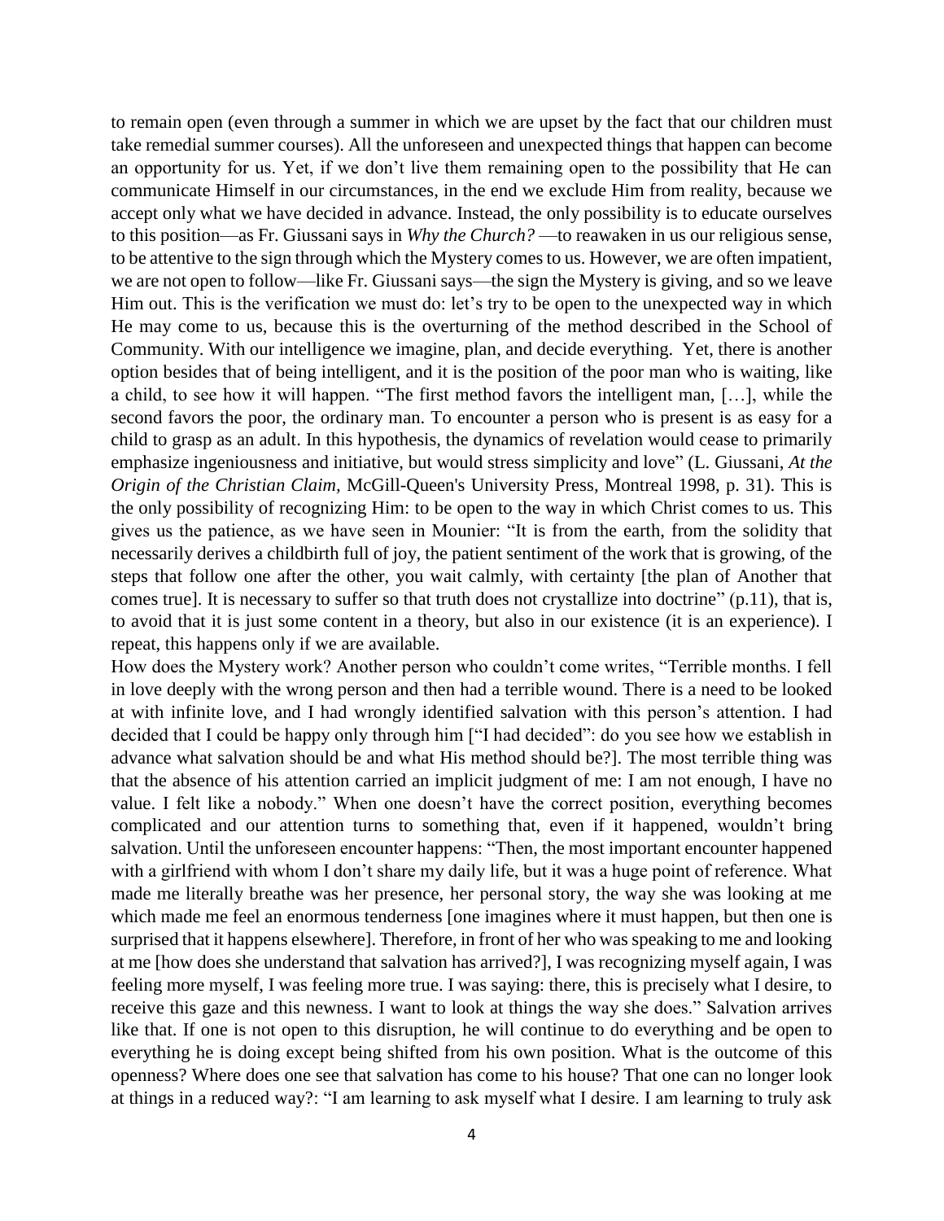to remain open (even through a summer in which we are upset by the fact that our children must take remedial summer courses). All the unforeseen and unexpected things that happen can become an opportunity for us. Yet, if we don't live them remaining open to the possibility that He can communicate Himself in our circumstances, in the end we exclude Him from reality, because we accept only what we have decided in advance. Instead, the only possibility is to educate ourselves to this position—as Fr. Giussani says in *Why the Church?* —to reawaken in us our religious sense, to be attentive to the sign through which the Mystery comes to us. However, we are often impatient, we are not open to follow—like Fr. Giussani says—the sign the Mystery is giving, and so we leave Him out. This is the verification we must do: let's try to be open to the unexpected way in which He may come to us, because this is the overturning of the method described in the School of Community. With our intelligence we imagine, plan, and decide everything. Yet, there is another option besides that of being intelligent, and it is the position of the poor man who is waiting, like a child, to see how it will happen. "The first method favors the intelligent man, […], while the second favors the poor, the ordinary man. To encounter a person who is present is as easy for a child to grasp as an adult. In this hypothesis, the dynamics of revelation would cease to primarily emphasize ingeniousness and initiative, but would stress simplicity and love" (L. Giussani, *At the Origin of the Christian Claim*, McGill-Queen's University Press, Montreal 1998, p. 31). This is the only possibility of recognizing Him: to be open to the way in which Christ comes to us. This gives us the patience, as we have seen in Mounier: "It is from the earth, from the solidity that necessarily derives a childbirth full of joy, the patient sentiment of the work that is growing, of the steps that follow one after the other, you wait calmly, with certainty [the plan of Another that comes true]. It is necessary to suffer so that truth does not crystallize into doctrine" (p.11), that is, to avoid that it is just some content in a theory, but also in our existence (it is an experience). I repeat, this happens only if we are available.

How does the Mystery work? Another person who couldn't come writes, "Terrible months. I fell in love deeply with the wrong person and then had a terrible wound. There is a need to be looked at with infinite love, and I had wrongly identified salvation with this person's attention. I had decided that I could be happy only through him ["I had decided": do you see how we establish in advance what salvation should be and what His method should be?]. The most terrible thing was that the absence of his attention carried an implicit judgment of me: I am not enough, I have no value. I felt like a nobody." When one doesn't have the correct position, everything becomes complicated and our attention turns to something that, even if it happened, wouldn't bring salvation. Until the unforeseen encounter happens: "Then, the most important encounter happened with a girlfriend with whom I don't share my daily life, but it was a huge point of reference. What made me literally breathe was her presence, her personal story, the way she was looking at me which made me feel an enormous tenderness [one imagines where it must happen, but then one is surprised that it happens elsewhere]. Therefore, in front of her who was speaking to me and looking at me [how does she understand that salvation has arrived?], I was recognizing myself again, I was feeling more myself, I was feeling more true. I was saying: there, this is precisely what I desire, to receive this gaze and this newness. I want to look at things the way she does." Salvation arrives like that. If one is not open to this disruption, he will continue to do everything and be open to everything he is doing except being shifted from his own position. What is the outcome of this openness? Where does one see that salvation has come to his house? That one can no longer look at things in a reduced way?: "I am learning to ask myself what I desire. I am learning to truly ask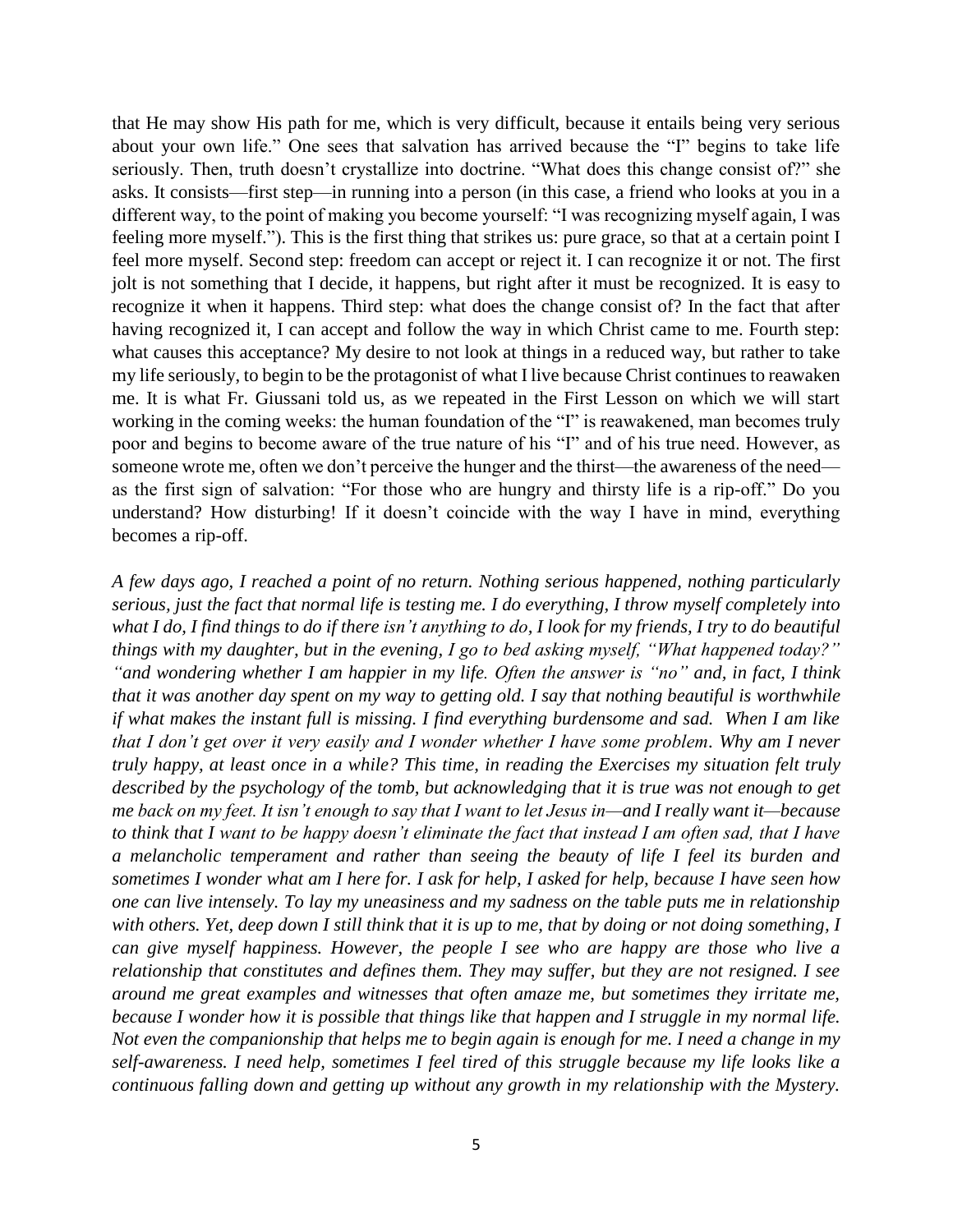that He may show His path for me, which is very difficult, because it entails being very serious about your own life." One sees that salvation has arrived because the "I" begins to take life seriously. Then, truth doesn't crystallize into doctrine. "What does this change consist of?" she asks. It consists—first step—in running into a person (in this case, a friend who looks at you in a different way, to the point of making you become yourself: "I was recognizing myself again, I was feeling more myself."). This is the first thing that strikes us: pure grace, so that at a certain point I feel more myself. Second step: freedom can accept or reject it. I can recognize it or not. The first jolt is not something that I decide, it happens, but right after it must be recognized. It is easy to recognize it when it happens. Third step: what does the change consist of? In the fact that after having recognized it, I can accept and follow the way in which Christ came to me. Fourth step: what causes this acceptance? My desire to not look at things in a reduced way, but rather to take my life seriously, to begin to be the protagonist of what I live because Christ continues to reawaken me. It is what Fr. Giussani told us, as we repeated in the First Lesson on which we will start working in the coming weeks: the human foundation of the "I" is reawakened, man becomes truly poor and begins to become aware of the true nature of his "I" and of his true need. However, as someone wrote me, often we don't perceive the hunger and the thirst—the awareness of the need—as the first sign of salvation: "For those who are hungry and thirsty life is a rip-off." Do you understand? How disturbing! If it doesn't coincide with the way I have in mind, everything becomes a rip-off.

*A few days ago, I reached a point of no return. Nothing serious happened, nothing particularly serious, just the fact that normal life is testing me. I do everything, I throw myself completely into what I do, I find things to do if there isn't anything to do, I look for my friends, I try to do beautiful things with my daughter, but in the evening, I go to bed asking myself, "What happened today?" "and wondering whether I am happier in my life. Often the answer is "no" and, in fact, I think that it was another day spent on my way to getting old. I say that nothing beautiful is worthwhile if what makes the instant full is missing. I find everything burdensome and sad. When I am like that I don't get over it very easily and I wonder whether I have some problem. Why am I never truly happy, at least once in a while? This time, in reading the Exercises my situation felt truly described by the psychology of the tomb, but acknowledging that it is true was not enough to get me back on my feet. It isn't enough to say that I want to let Jesus in—and I really want it—because to think that I want to be happy doesn't eliminate the fact that instead I am often sad, that I have a melancholic temperament and rather than seeing the beauty of life I feel its burden and sometimes I wonder what am I here for. I ask for help, I asked for help, because I have seen how one can live intensely. To lay my uneasiness and my sadness on the table puts me in relationship with others. Yet, deep down I still think that it is up to me, that by doing or not doing something, I can give myself happiness. However, the people I see who are happy are those who live a relationship that constitutes and defines them. They may suffer, but they are not resigned. I see around me great examples and witnesses that often amaze me, but sometimes they irritate me, because I wonder how it is possible that things like that happen and I struggle in my normal life. Not even the companionship that helps me to begin again is enough for me. I need a change in my self-awareness. I need help, sometimes I feel tired of this struggle because my life looks like a continuous falling down and getting up without any growth in my relationship with the Mystery.*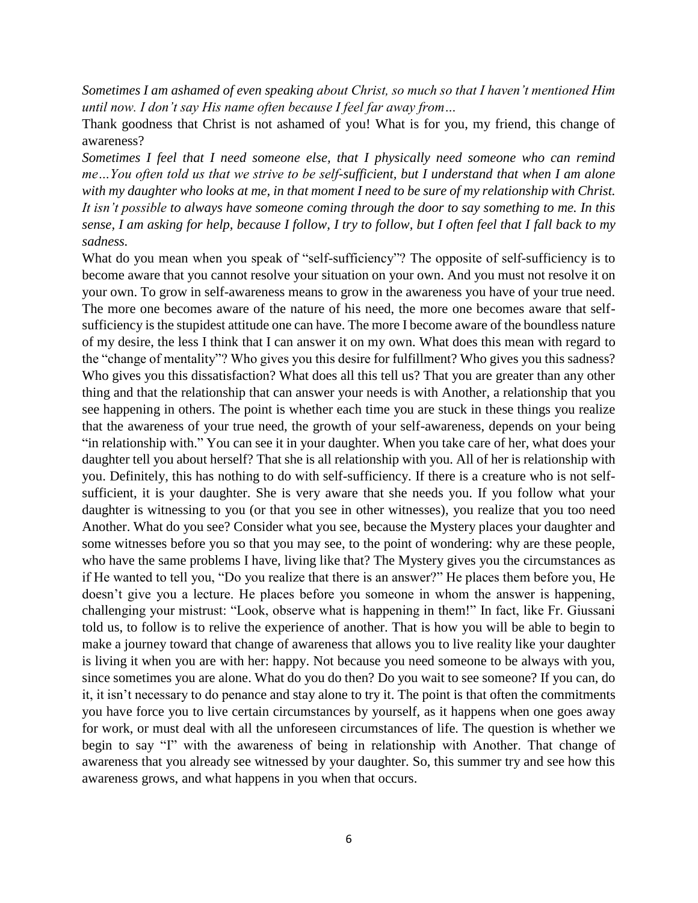*Sometimes I am ashamed of even speaking about Christ, so much so that I haven't mentioned Him until now. I don't say His name often because I feel far away from…*

Thank goodness that Christ is not ashamed of you! What is for you, my friend, this change of awareness?

*Sometimes I feel that I need someone else, that I physically need someone who can remind me…You often told us that we strive to be self-sufficient, but I understand that when I am alone with my daughter who looks at me, in that moment I need to be sure of my relationship with Christ. It isn't possible to always have someone coming through the door to say something to me. In this sense, I am asking for help, because I follow, I try to follow, but I often feel that I fall back to my sadness.*

What do you mean when you speak of "self-sufficiency"? The opposite of self-sufficiency is to become aware that you cannot resolve your situation on your own. And you must not resolve it on your own. To grow in self-awareness means to grow in the awareness you have of your true need. The more one becomes aware of the nature of his need, the more one becomes aware that self-sufficiency is the stupidest attitude one can have. The more I become aware of the boundless nature of my desire, the less I think that I can answer it on my own. What does this mean with regard to the "change of mentality"? Who gives you this desire for fulfillment? Who gives you this sadness? Who gives you this dissatisfaction? What does all this tell us? That you are greater than any other thing and that the relationship that can answer your needs is with Another, a relationship that you see happening in others. The point is whether each time you are stuck in these things you realize that the awareness of your true need, the growth of your self-awareness, depends on your being "in relationship with." You can see it in your daughter. When you take care of her, what does your daughter tell you about herself? That she is all relationship with you. All of her is relationship with you. Definitely, this has nothing to do with self-sufficiency. If there is a creature who is not self-sufficient, it is your daughter. She is very aware that she needs you. If you follow what your daughter is witnessing to you (or that you see in other witnesses), you realize that you too need Another. What do you see? Consider what you see, because the Mystery places your daughter and some witnesses before you so that you may see, to the point of wondering: why are these people, who have the same problems I have, living like that? The Mystery gives you the circumstances as if He wanted to tell you, "Do you realize that there is an answer?" He places them before you, He doesn't give you a lecture. He places before you someone in whom the answer is happening, challenging your mistrust: "Look, observe what is happening in them!" In fact, like Fr. Giussani told us, to follow is to relive the experience of another. That is how you will be able to begin to make a journey toward that change of awareness that allows you to live reality like your daughter is living it when you are with her: happy. Not because you need someone to be always with you, since sometimes you are alone. What do you do then? Do you wait to see someone? If you can, do it, it isn't necessary to do penance and stay alone to try it. The point is that often the commitments you have force you to live certain circumstances by yourself, as it happens when one goes away for work, or must deal with all the unforeseen circumstances of life. The question is whether we begin to say "I" with the awareness of being in relationship with Another. That change of awareness that you already see witnessed by your daughter. So, this summer try and see how this awareness grows, and what happens in you when that occurs.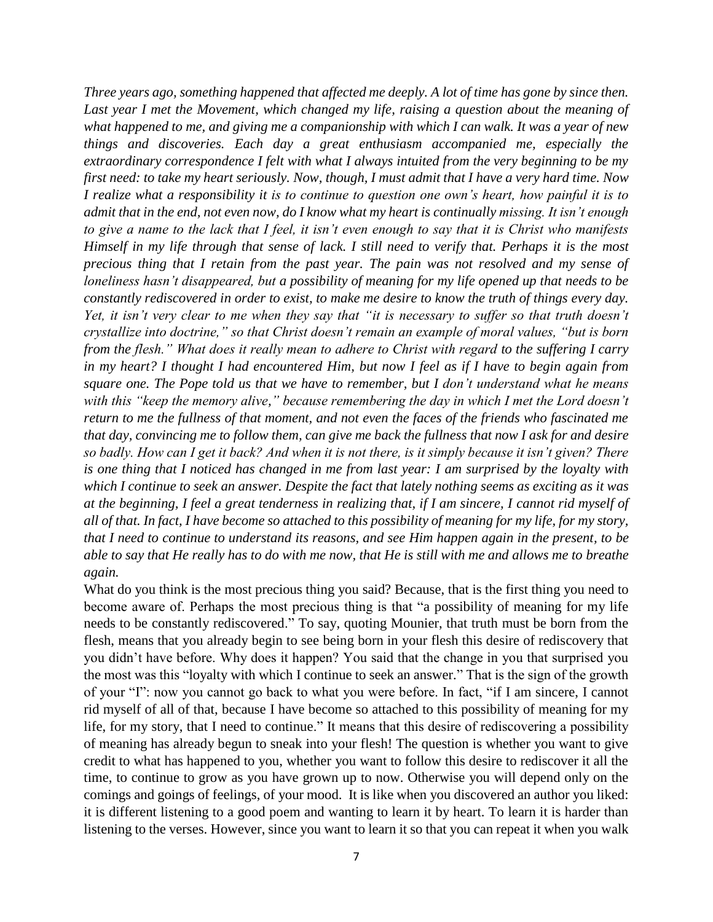*Three years ago, something happened that affected me deeply. A lot of time has gone by since then. Last year I met the Movement, which changed my life, raising a question about the meaning of what happened to me, and giving me a companionship with which I can walk. It was a year of new things and discoveries. Each day a great enthusiasm accompanied me, especially the extraordinary correspondence I felt with what I always intuited from the very beginning to be my first need: to take my heart seriously. Now, though, I must admit that I have a very hard time. Now I realize what a responsibility it is to continue to question one own's heart, how painful it is to admit that in the end, not even now, do I know what my heart is continually missing. It isn't enough to give a name to the lack that I feel, it isn't even enough to say that it is Christ who manifests Himself in my life through that sense of lack. I still need to verify that. Perhaps it is the most precious thing that I retain from the past year. The pain was not resolved and my sense of loneliness hasn't disappeared, but a possibility of meaning for my life opened up that needs to be constantly rediscovered in order to exist, to make me desire to know the truth of things every day. Yet, it isn't very clear to me when they say that "it is necessary to suffer so that truth doesn't crystallize into doctrine," so that Christ doesn't remain an example of moral values, "but is born from the flesh." What does it really mean to adhere to Christ with regard to the suffering I carry in my heart? I thought I had encountered Him, but now I feel as if I have to begin again from square one. The Pope told us that we have to remember, but I don't understand what he means with this "keep the memory alive," because remembering the day in which I met the Lord doesn't return to me the fullness of that moment, and not even the faces of the friends who fascinated me that day, convincing me to follow them, can give me back the fullness that now I ask for and desire so badly. How can I get it back? And when it is not there, is it simply because it isn't given? There is one thing that I noticed has changed in me from last year: I am surprised by the loyalty with which I continue to seek an answer. Despite the fact that lately nothing seems as exciting as it was at the beginning, I feel a great tenderness in realizing that, if I am sincere, I cannot rid myself of all of that. In fact, I have become so attached to this possibility of meaning for my life, for my story, that I need to continue to understand its reasons, and see Him happen again in the present, to be able to say that He really has to do with me now, that He is still with me and allows me to breathe again.*

What do you think is the most precious thing you said? Because, that is the first thing you need to become aware of. Perhaps the most precious thing is that "a possibility of meaning for my life needs to be constantly rediscovered." To say, quoting Mounier, that truth must be born from the flesh, means that you already begin to see being born in your flesh this desire of rediscovery that you didn't have before. Why does it happen? You said that the change in you that surprised you the most was this "loyalty with which I continue to seek an answer." That is the sign of the growth of your "I": now you cannot go back to what you were before. In fact, "if I am sincere, I cannot rid myself of all of that, because I have become so attached to this possibility of meaning for my life, for my story, that I need to continue." It means that this desire of rediscovering a possibility of meaning has already begun to sneak into your flesh! The question is whether you want to give credit to what has happened to you, whether you want to follow this desire to rediscover it all the time, to continue to grow as you have grown up to now. Otherwise you will depend only on the comings and goings of feelings, of your mood. It is like when you discovered an author you liked: it is different listening to a good poem and wanting to learn it by heart. To learn it is harder than listening to the verses. However, since you want to learn it so that you can repeat it when you walk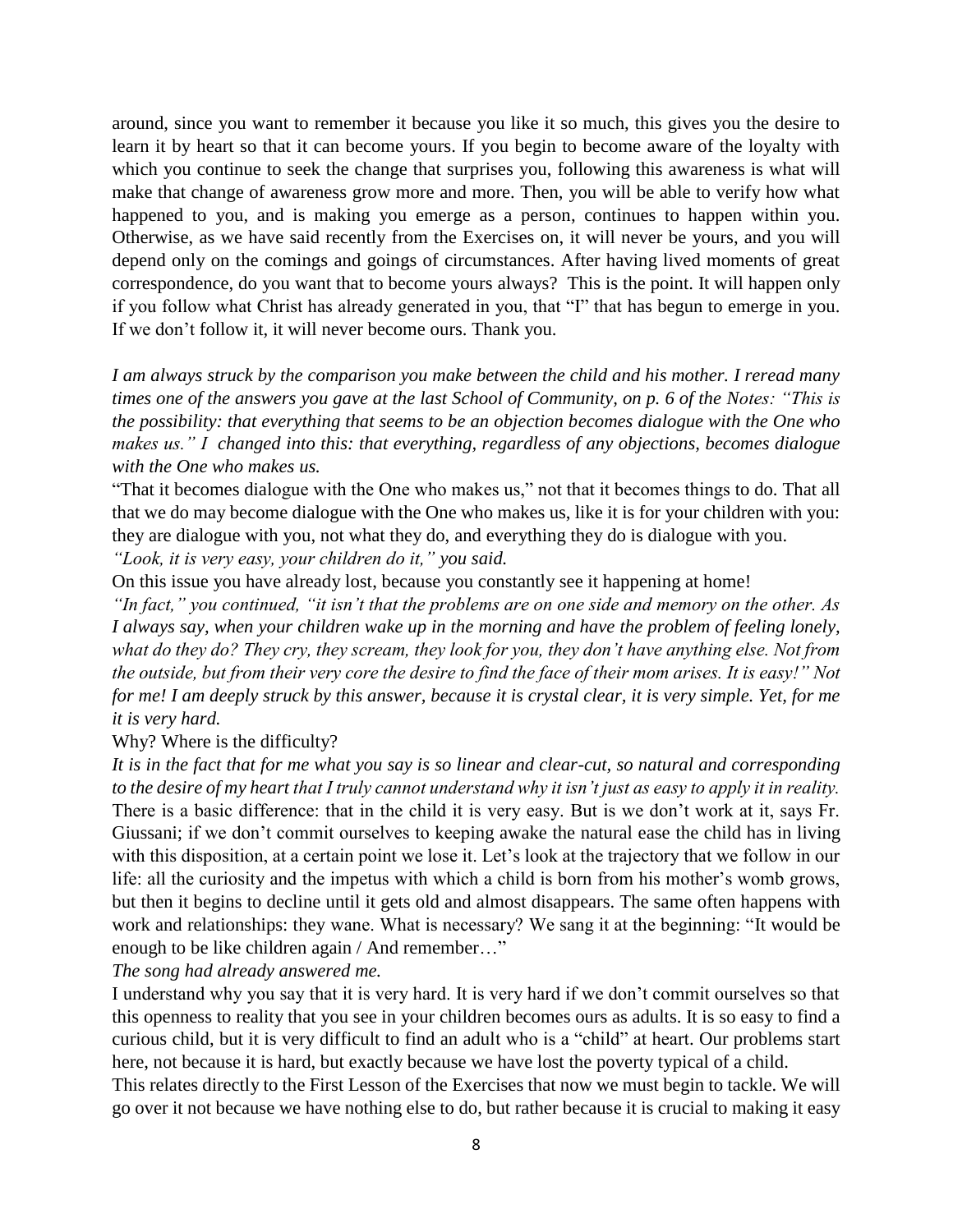around, since you want to remember it because you like it so much, this gives you the desire to learn it by heart so that it can become yours. If you begin to become aware of the loyalty with which you continue to seek the change that surprises you, following this awareness is what will make that change of awareness grow more and more. Then, you will be able to verify how what happened to you, and is making you emerge as a person, continues to happen within you. Otherwise, as we have said recently from the Exercises on, it will never be yours, and you will depend only on the comings and goings of circumstances. After having lived moments of great correspondence, do you want that to become yours always? This is the point. It will happen only if you follow what Christ has already generated in you, that "I" that has begun to emerge in you. If we don't follow it, it will never become ours. Thank you.

*I am always struck by the comparison you make between the child and his mother. I reread many times one of the answers you gave at the last School of Community, on p. 6 of the Notes: "This is the possibility: that everything that seems to be an objection becomes dialogue with the One who makes us." I changed into this: that everything, regardless of any objections, becomes dialogue with the One who makes us.*

"That it becomes dialogue with the One who makes us," not that it becomes things to do. That all that we do may become dialogue with the One who makes us, like it is for your children with you: they are dialogue with you, not what they do, and everything they do is dialogue with you.

*"Look, it is very easy, your children do it," you said.*

On this issue you have already lost, because you constantly see it happening at home!

*"In fact," you continued, "it isn't that the problems are on one side and memory on the other. As I always say, when your children wake up in the morning and have the problem of feeling lonely, what do they do? They cry, they scream, they look for you, they don't have anything else. Not from the outside, but from their very core the desire to find the face of their mom arises. It is easy!" Not for me! I am deeply struck by this answer, because it is crystal clear, it is very simple. Yet, for me it is very hard.*

Why? Where is the difficulty?

*It is in the fact that for me what you say is so linear and clear-cut, so natural and corresponding to the desire of my heart that I truly cannot understand why it isn't just as easy to apply it in reality.*

There is a basic difference: that in the child it is very easy. But is we don't work at it, says Fr. Giussani; if we don't commit ourselves to keeping awake the natural ease the child has in living with this disposition, at a certain point we lose it. Let's look at the trajectory that we follow in our life: all the curiosity and the impetus with which a child is born from his mother's womb grows, but then it begins to decline until it gets old and almost disappears. The same often happens with work and relationships: they wane. What is necessary? We sang it at the beginning: "It would be enough to be like children again / And remember…"

*The song had already answered me.*

I understand why you say that it is very hard. It is very hard if we don't commit ourselves so that this openness to reality that you see in your children becomes ours as adults. It is so easy to find a curious child, but it is very difficult to find an adult who is a "child" at heart. Our problems start here, not because it is hard, but exactly because we have lost the poverty typical of a child.

This relates directly to the First Lesson of the Exercises that now we must begin to tackle. We will go over it not because we have nothing else to do, but rather because it is crucial to making it easy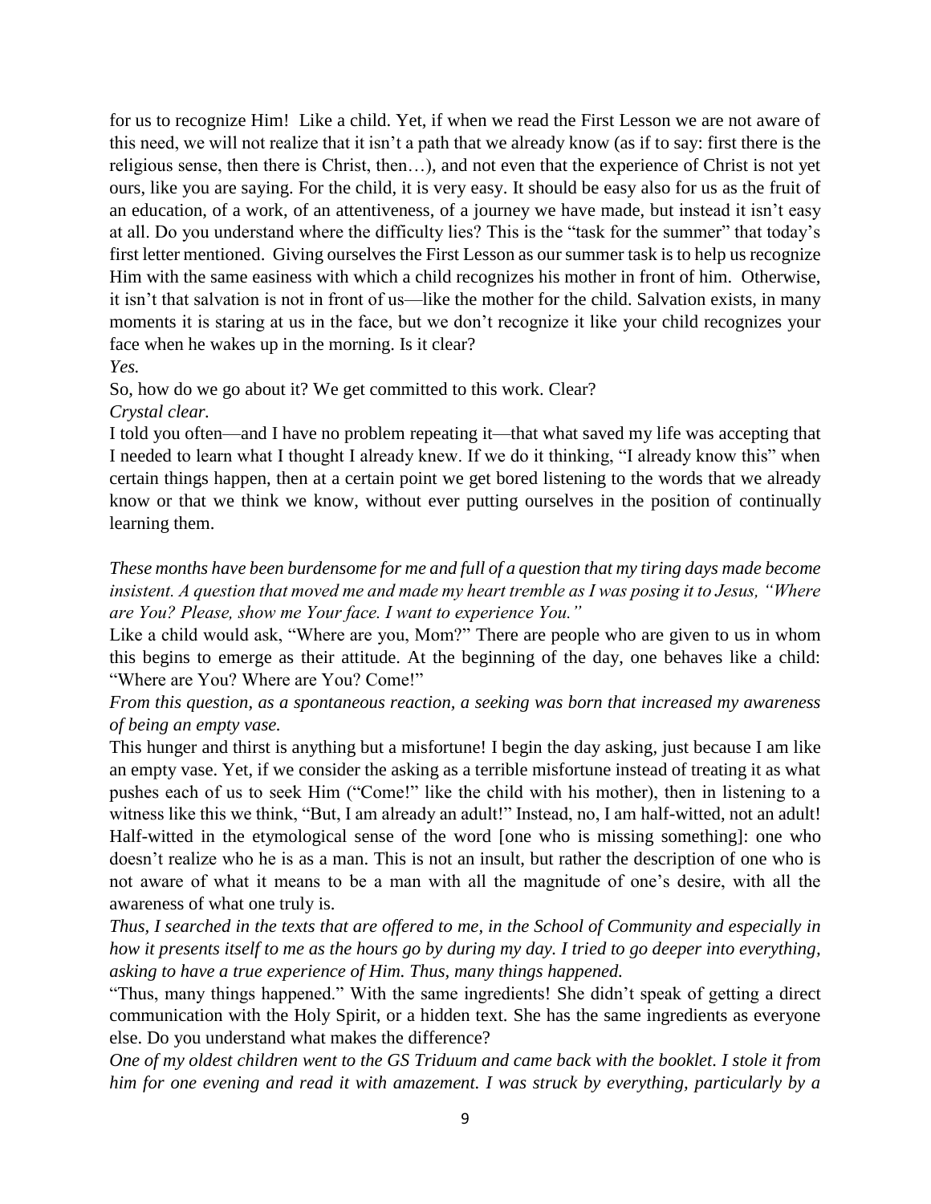for us to recognize Him! Like a child. Yet, if when we read the First Lesson we are not aware of this need, we will not realize that it isn't a path that we already know (as if to say: first there is the religious sense, then there is Christ, then…), and not even that the experience of Christ is not yet ours, like you are saying. For the child, it is very easy. It should be easy also for us as the fruit of an education, of a work, of an attentiveness, of a journey we have made, but instead it isn't easy at all. Do you understand where the difficulty lies? This is the "task for the summer" that today's first letter mentioned. Giving ourselves the First Lesson as our summer task is to help us recognize Him with the same easiness with which a child recognizes his mother in front of him. Otherwise, it isn't that salvation is not in front of us—like the mother for the child. Salvation exists, in many moments it is staring at us in the face, but we don't recognize it like your child recognizes your face when he wakes up in the morning. Is it clear?

*Yes.*

So, how do we go about it? We get committed to this work. Clear?

*Crystal clear.*

I told you often—and I have no problem repeating it—that what saved my life was accepting that I needed to learn what I thought I already knew. If we do it thinking, "I already know this" when certain things happen, then at a certain point we get bored listening to the words that we already know or that we think we know, without ever putting ourselves in the position of continually learning them.

*These months have been burdensome for me and full of a question that my tiring days made become insistent. A question that moved me and made my heart tremble as I was posing it to Jesus, "Where are You? Please, show me Your face. I want to experience You."*

Like a child would ask, "Where are you, Mom?" There are people who are given to us in whom this begins to emerge as their attitude. At the beginning of the day, one behaves like a child: "Where are You? Where are You? Come!"

*From this question, as a spontaneous reaction, a seeking was born that increased my awareness of being an empty vase.*

This hunger and thirst is anything but a misfortune! I begin the day asking, just because I am like an empty vase. Yet, if we consider the asking as a terrible misfortune instead of treating it as what pushes each of us to seek Him ("Come!" like the child with his mother), then in listening to a witness like this we think, "But, I am already an adult!" Instead, no, I am half-witted, not an adult! Half-witted in the etymological sense of the word [one who is missing something]: one who doesn't realize who he is as a man. This is not an insult, but rather the description of one who is not aware of what it means to be a man with all the magnitude of one's desire, with all the awareness of what one truly is.

*Thus, I searched in the texts that are offered to me, in the School of Community and especially in how it presents itself to me as the hours go by during my day. I tried to go deeper into everything, asking to have a true experience of Him. Thus, many things happened.*

"Thus, many things happened." With the same ingredients! She didn't speak of getting a direct communication with the Holy Spirit, or a hidden text. She has the same ingredients as everyone else. Do you understand what makes the difference?

*One of my oldest children went to the GS Triduum and came back with the booklet. I stole it from him for one evening and read it with amazement. I was struck by everything, particularly by a*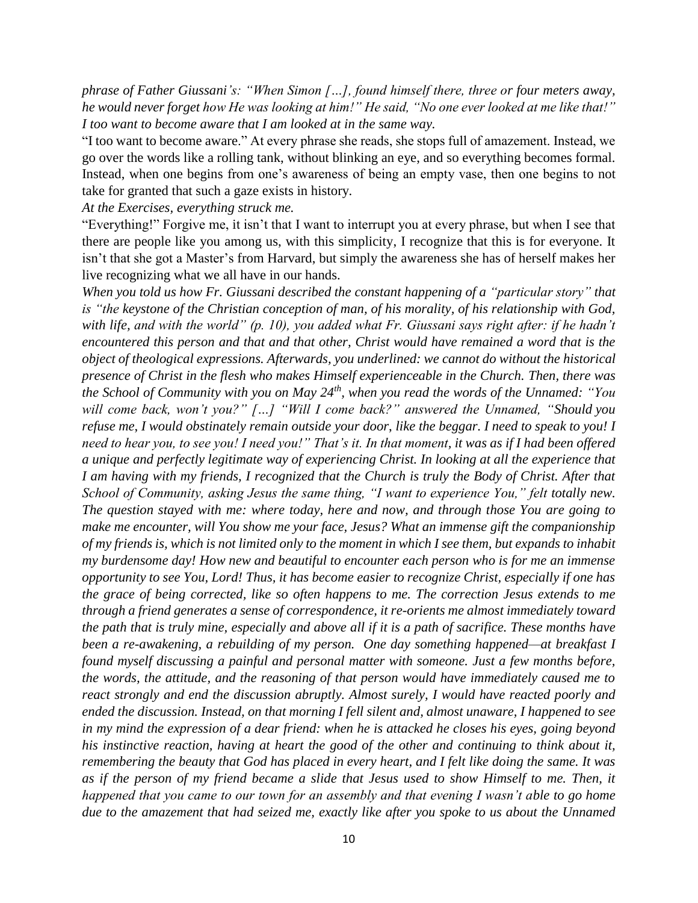*phrase of Father Giussani's: "When Simon […], found himself there, three or four meters away, he would never forget how He was looking at him!" He said, "No one ever looked at me like that!" I too want to become aware that I am looked at in the same way.*

"I too want to become aware." At every phrase she reads, she stops full of amazement. Instead, we go over the words like a rolling tank, without blinking an eye, and so everything becomes formal. Instead, when one begins from one's awareness of being an empty vase, then one begins to not take for granted that such a gaze exists in history.

*At the Exercises, everything struck me.*

"Everything!" Forgive me, it isn't that I want to interrupt you at every phrase, but when I see that there are people like you among us, with this simplicity, I recognize that this is for everyone. It isn't that she got a Master's from Harvard, but simply the awareness she has of herself makes her live recognizing what we all have in our hands.

*When you told us how Fr. Giussani described the constant happening of a "particular story" that is "the keystone of the Christian conception of man, of his morality, of his relationship with God, with life, and with the world" (p. 10), you added what Fr. Giussani says right after: if he hadn't encountered this person and that and that other, Christ would have remained a word that is the object of theological expressions. Afterwards, you underlined: we cannot do without the historical presence of Christ in the flesh who makes Himself experienceable in the Church. Then, there was the School of Community with you on May 24th, when you read the words of the Unnamed: "You will come back, won't you?" […] "Will I come back?" answered the Unnamed, "Should you refuse me, I would obstinately remain outside your door, like the beggar. I need to speak to you! I need to hear you, to see you! I need you!" That's it. In that moment, it was as if I had been offered a unique and perfectly legitimate way of experiencing Christ. In looking at all the experience that I am having with my friends, I recognized that the Church is truly the Body of Christ. After that School of Community, asking Jesus the same thing, "I want to experience You," felt totally new. The question stayed with me: where today, here and now, and through those You are going to make me encounter, will You show me your face, Jesus? What an immense gift the companionship of my friends is, which is not limited only to the moment in which I see them, but expands to inhabit my burdensome day! How new and beautiful to encounter each person who is for me an immense opportunity to see You, Lord! Thus, it has become easier to recognize Christ, especially if one has the grace of being corrected, like so often happens to me. The correction Jesus extends to me through a friend generates a sense of correspondence, it re-orients me almost immediately toward the path that is truly mine, especially and above all if it is a path of sacrifice. These months have been a re-awakening, a rebuilding of my person. One day something happened—at breakfast I found myself discussing a painful and personal matter with someone. Just a few months before, the words, the attitude, and the reasoning of that person would have immediately caused me to react strongly and end the discussion abruptly. Almost surely, I would have reacted poorly and ended the discussion. Instead, on that morning I fell silent and, almost unaware, I happened to see in my mind the expression of a dear friend: when he is attacked he closes his eyes, going beyond his instinctive reaction, having at heart the good of the other and continuing to think about it, remembering the beauty that God has placed in every heart, and I felt like doing the same. It was as if the person of my friend became a slide that Jesus used to show Himself to me. Then, it happened that you came to our town for an assembly and that evening I wasn't able to go home due to the amazement that had seized me, exactly like after you spoke to us about the Unnamed*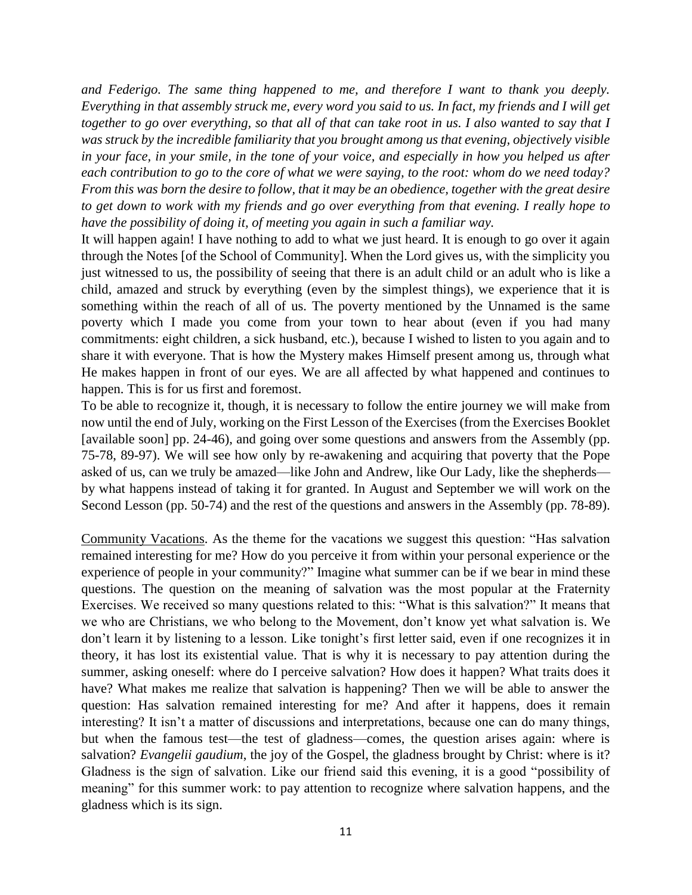*and Federigo. The same thing happened to me, and therefore I want to thank you deeply. Everything in that assembly struck me, every word you said to us. In fact, my friends and I will get together to go over everything, so that all of that can take root in us. I also wanted to say that I was struck by the incredible familiarity that you brought among us that evening, objectively visible in your face, in your smile, in the tone of your voice, and especially in how you helped us after each contribution to go to the core of what we were saying, to the root: whom do we need today? From this was born the desire to follow, that it may be an obedience, together with the great desire to get down to work with my friends and go over everything from that evening. I really hope to have the possibility of doing it, of meeting you again in such a familiar way.*

It will happen again! I have nothing to add to what we just heard. It is enough to go over it again through the Notes [of the School of Community]. When the Lord gives us, with the simplicity you just witnessed to us, the possibility of seeing that there is an adult child or an adult who is like a child, amazed and struck by everything (even by the simplest things), we experience that it is something within the reach of all of us. The poverty mentioned by the Unnamed is the same poverty which I made you come from your town to hear about (even if you had many commitments: eight children, a sick husband, etc.), because I wished to listen to you again and to share it with everyone. That is how the Mystery makes Himself present among us, through what He makes happen in front of our eyes. We are all affected by what happened and continues to happen. This is for us first and foremost.

To be able to recognize it, though, it is necessary to follow the entire journey we will make from now until the end of July, working on the First Lesson of the Exercises (from the Exercises Booklet [available soon] pp. 24-46), and going over some questions and answers from the Assembly (pp. 75-78, 89-97). We will see how only by re-awakening and acquiring that poverty that the Pope asked of us, can we truly be amazed—like John and Andrew, like Our Lady, like the shepherds—by what happens instead of taking it for granted. In August and September we will work on the Second Lesson (pp. 50-74) and the rest of the questions and answers in the Assembly (pp. 78-89).

<u>Community Vacations</u>. As the theme for the vacations we suggest this question: "Has salvation remained interesting for me? How do you perceive it from within your personal experience or the experience of people in your community?" Imagine what summer can be if we bear in mind these questions. The question on the meaning of salvation was the most popular at the Fraternity Exercises. We received so many questions related to this: "What is this salvation?" It means that we who are Christians, we who belong to the Movement, don't know yet what salvation is. We don't learn it by listening to a lesson. Like tonight's first letter said, even if one recognizes it in theory, it has lost its existential value. That is why it is necessary to pay attention during the summer, asking oneself: where do I perceive salvation? How does it happen? What traits does it have? What makes me realize that salvation is happening? Then we will be able to answer the question: Has salvation remained interesting for me? And after it happens, does it remain interesting? It isn't a matter of discussions and interpretations, because one can do many things, but when the famous test—the test of gladness—comes, the question arises again: where is salvation? *Evangelii gaudium*, the joy of the Gospel, the gladness brought by Christ: where is it? Gladness is the sign of salvation. Like our friend said this evening, it is a good "possibility of meaning" for this summer work: to pay attention to recognize where salvation happens, and the gladness which is its sign.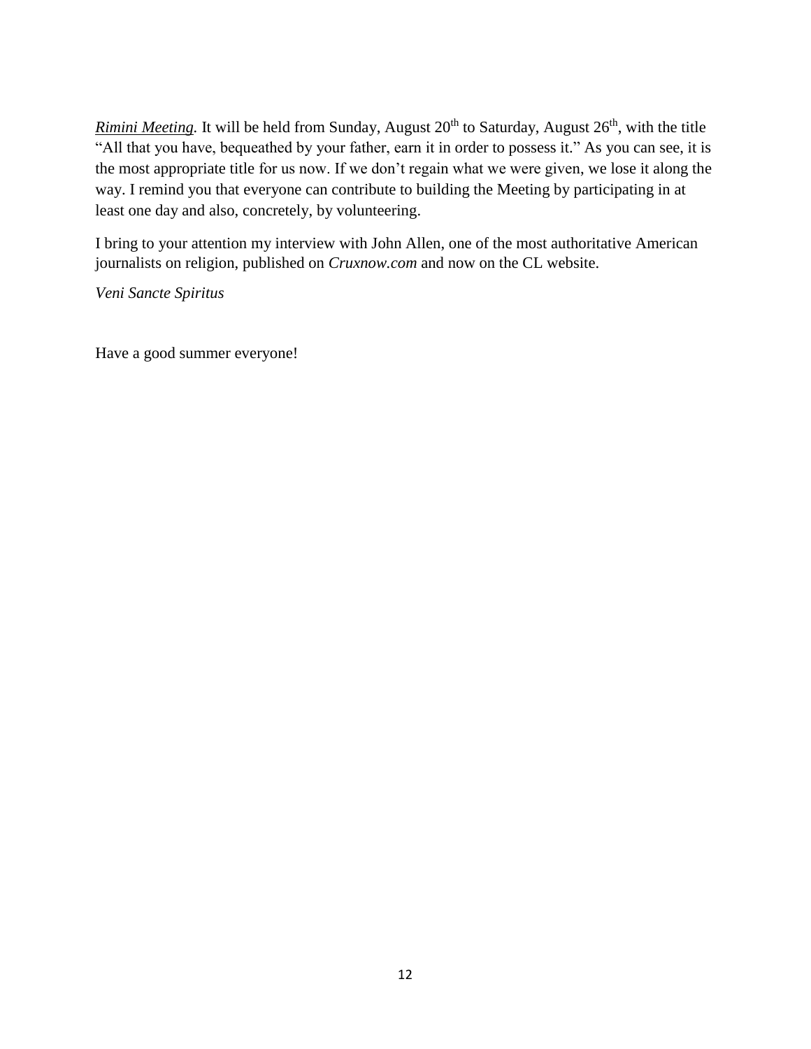***Rimini Meeting.*** It will be held from Sunday, August 20th to Saturday, August 26th, with the title "All that you have, bequeathed by your father, earn it in order to possess it." As you can see, it is the most appropriate title for us now. If we don't regain what we were given, we lose it along the way. I remind you that everyone can contribute to building the Meeting by participating in at least one day and also, concretely, by volunteering.

I bring to your attention my interview with John Allen, one of the most authoritative American journalists on religion, published on *Cruxnow.com* and now on the CL website.

*Veni Sancte Spiritus*

Have a good summer everyone!